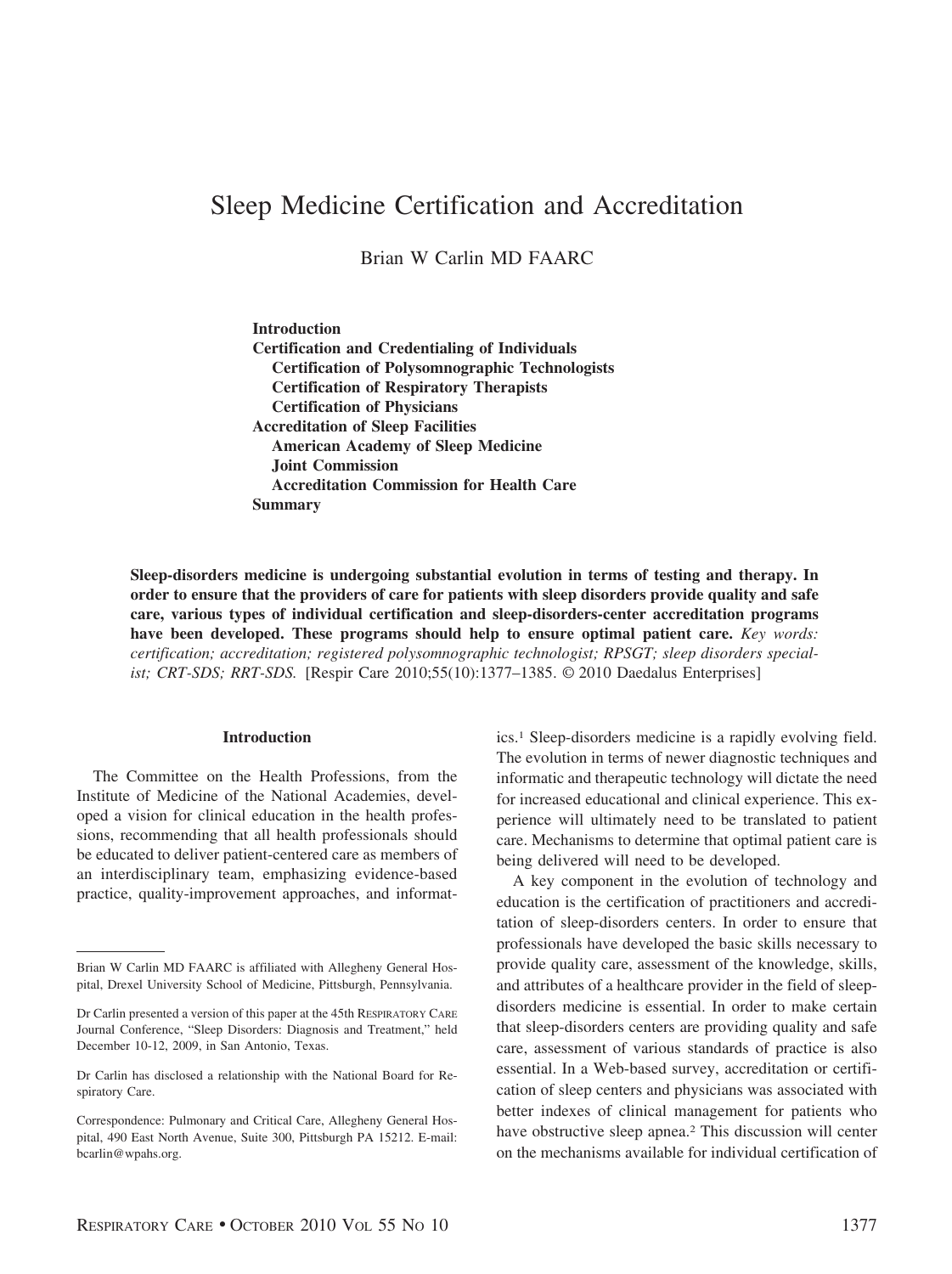# Sleep Medicine Certification and Accreditation

Brian W Carlin MD FAARC

**Introduction**
**Certification and Credentialing of Individuals**
  **Certification of Polysomnographic Technologists**
  **Certification of Respiratory Therapists**
  **Certification of Physicians**
**Accreditation of Sleep Facilities**
  **American Academy of Sleep Medicine**
  **Joint Commission**
  **Accreditation Commission for Health Care**
**Summary**

**Sleep-disorders medicine is undergoing substantial evolution in terms of testing and therapy. In order to ensure that the providers of care for patients with sleep disorders provide quality and safe care, various types of individual certification and sleep-disorders-center accreditation programs have been developed. These programs should help to ensure optimal patient care.** *Key words: certification; accreditation; registered polysomnographic technologist; RPSGT; sleep disorders specialist; CRT-SDS; RRT-SDS.* [Respir Care 2010;55(10):1377–1385. © 2010 Daedalus Enterprises]

## Introduction

The Committee on the Health Professions, from the Institute of Medicine of the National Academies, developed a vision for clinical education in the health professions, recommending that all health professionals should be educated to deliver patient-centered care as members of an interdisciplinary team, emphasizing evidence-based practice, quality-improvement approaches, and informatics.[1] Sleep-disorders medicine is a rapidly evolving field. The evolution in terms of newer diagnostic techniques and informatic and therapeutic technology will dictate the need for increased educational and clinical experience. This experience will ultimately need to be translated to patient care. Mechanisms to determine that optimal patient care is being delivered will need to be developed.

A key component in the evolution of technology and education is the certification of practitioners and accreditation of sleep-disorders centers. In order to ensure that professionals have developed the basic skills necessary to provide quality care, assessment of the knowledge, skills, and attributes of a healthcare provider in the field of sleep-disorders medicine is essential. In order to make certain that sleep-disorders centers are providing quality and safe care, assessment of various standards of practice is also essential. In a Web-based survey, accreditation or certification of sleep centers and physicians was associated with better indexes of clinical management for patients who have obstructive sleep apnea.[2] This discussion will center on the mechanisms available for individual certification of

---

Brian W Carlin MD FAARC is affiliated with Allegheny General Hospital, Drexel University School of Medicine, Pittsburgh, Pennsylvania.

Dr Carlin presented a version of this paper at the 45th Respiratory Care Journal Conference, "Sleep Disorders: Diagnosis and Treatment," held December 10-12, 2009, in San Antonio, Texas.

Dr Carlin has disclosed a relationship with the National Board for Respiratory Care.

Correspondence: Pulmonary and Critical Care, Allegheny General Hospital, 490 East North Avenue, Suite 300, Pittsburgh PA 15212. E-mail: bcarlin@wpahs.org.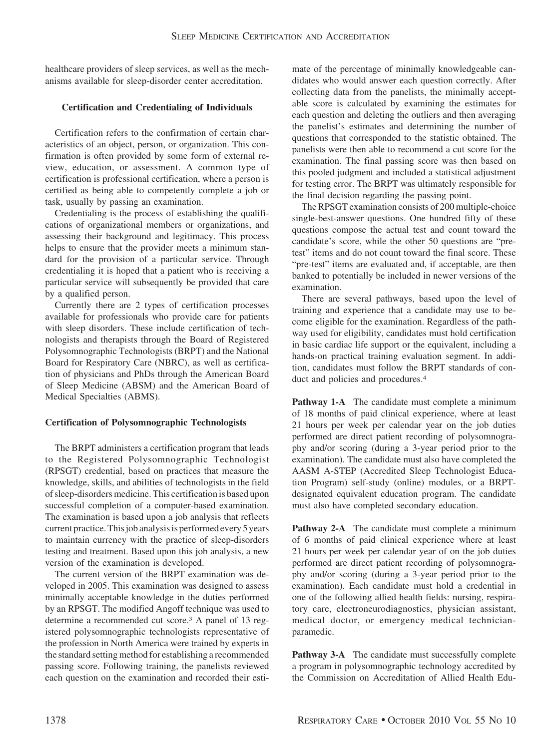healthcare providers of sleep services, as well as the mechanisms available for sleep-disorder center accreditation.

### Certification and Credentialing of Individuals

Certification refers to the confirmation of certain characteristics of an object, person, or organization. This confirmation is often provided by some form of external review, education, or assessment. A common type of certification is professional certification, where a person is certified as being able to competently complete a job or task, usually by passing an examination.

Credentialing is the process of establishing the qualifications of organizational members or organizations, and assessing their background and legitimacy. This process helps to ensure that the provider meets a minimum standard for the provision of a particular service. Through credentialing it is hoped that a patient who is receiving a particular service will subsequently be provided that care by a qualified person.

Currently there are 2 types of certification processes available for professionals who provide care for patients with sleep disorders. These include certification of technologists and therapists through the Board of Registered Polysomnographic Technologists (BRPT) and the National Board for Respiratory Care (NBRC), as well as certification of physicians and PhDs through the American Board of Sleep Medicine (ABSM) and the American Board of Medical Specialties (ABMS).

### Certification of Polysomnographic Technologists

The BRPT administers a certification program that leads to the Registered Polysomnographic Technologist (RPSGT) credential, based on practices that measure the knowledge, skills, and abilities of technologists in the field of sleep-disorders medicine. This certification is based upon successful completion of a computer-based examination. The examination is based upon a job analysis that reflects current practice. This job analysis is performed every 5 years to maintain currency with the practice of sleep-disorders testing and treatment. Based upon this job analysis, a new version of the examination is developed.

The current version of the BRPT examination was developed in 2005. This examination was designed to assess minimally acceptable knowledge in the duties performed by an RPSGT. The modified Angoff technique was used to determine a recommended cut score.[3] A panel of 13 registered polysomnographic technologists representative of the profession in North America were trained by experts in the standard setting method for establishing a recommended passing score. Following training, the panelists reviewed each question on the examination and recorded their estimate of the percentage of minimally knowledgeable candidates who would answer each question correctly. After collecting data from the panelists, the minimally acceptable score is calculated by examining the estimates for each question and deleting the outliers and then averaging the panelist's estimates and determining the number of questions that corresponded to the statistic obtained. The panelists were then able to recommend a cut score for the examination. The final passing score was then based on this pooled judgment and included a statistical adjustment for testing error. The BRPT was ultimately responsible for the final decision regarding the passing point.

The RPSGT examination consists of 200 multiple-choice single-best-answer questions. One hundred fifty of these questions compose the actual test and count toward the candidate's score, while the other 50 questions are "pre-test" items and do not count toward the final score. These "pre-test" items are evaluated and, if acceptable, are then banked to potentially be included in newer versions of the examination.

There are several pathways, based upon the level of training and experience that a candidate may use to become eligible for the examination. Regardless of the pathway used for eligibility, candidates must hold certification in basic cardiac life support or the equivalent, including a hands-on practical training evaluation segment. In addition, candidates must follow the BRPT standards of conduct and policies and procedures.[4]

**Pathway 1-A** The candidate must complete a minimum of 18 months of paid clinical experience, where at least 21 hours per week per calendar year on the job duties performed are direct patient recording of polysomnography and/or scoring (during a 3-year period prior to the examination). The candidate must also have completed the AASM A-STEP (Accredited Sleep Technologist Education Program) self-study (online) modules, or a BRPT-designated equivalent education program. The candidate must also have completed secondary education.

**Pathway 2-A** The candidate must complete a minimum of 6 months of paid clinical experience where at least 21 hours per week per calendar year of on the job duties performed are direct patient recording of polysomnography and/or scoring (during a 3-year period prior to the examination). Each candidate must hold a credential in one of the following allied health fields: nursing, respiratory care, electroneurodiagnostics, physician assistant, medical doctor, or emergency medical technician-paramedic.

**Pathway 3-A** The candidate must successfully complete a program in polysomnographic technology accredited by the Commission on Accreditation of Allied Health Edu-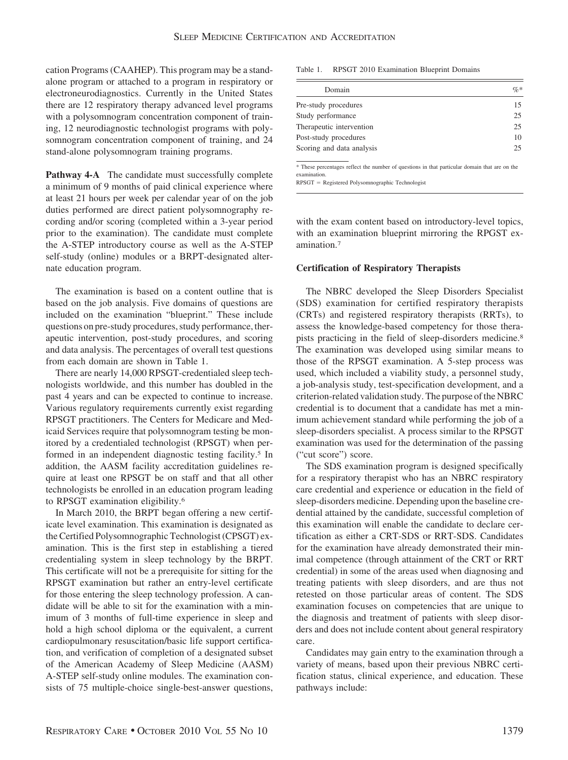cation Programs (CAAHEP). This program may be a stand-alone program or attached to a program in respiratory or electroneurodiagnostics. Currently in the United States there are 12 respiratory therapy advanced level programs with a polysomnogram concentration component of training, 12 neurodiagnostic technologist programs with polysomnogram concentration component of training, and 24 stand-alone polysomnogram training programs.

**Pathway 4-A** The candidate must successfully complete a minimum of 9 months of paid clinical experience where at least 21 hours per week per calendar year of on the job duties performed are direct patient polysomnography recording and/or scoring (completed within a 3-year period prior to the examination). The candidate must complete the A-STEP introductory course as well as the A-STEP self-study (online) modules or a BRPT-designated alternate education program.

The examination is based on a content outline that is based on the job analysis. Five domains of questions are included on the examination "blueprint." These include questions on pre-study procedures, study performance, therapeutic intervention, post-study procedures, and scoring and data analysis. The percentages of overall test questions from each domain are shown in Table 1.

There are nearly 14,000 RPSGT-credentialed sleep technologists worldwide, and this number has doubled in the past 4 years and can be expected to continue to increase. Various regulatory requirements currently exist regarding RPSGT practitioners. The Centers for Medicare and Medicaid Services require that polysomnogram testing be monitored by a credentialed technologist (RPSGT) when performed in an independent diagnostic testing facility.[5] In addition, the AASM facility accreditation guidelines require at least one RPSGT be on staff and that all other technologists be enrolled in an education program leading to RPSGT examination eligibility.[6]

In March 2010, the BRPT began offering a new certificate level examination. This examination is designated as the Certified Polysomnographic Technologist (CPSGT) examination. This is the first step in establishing a tiered credentialing system in sleep technology by the BRPT. This certificate will not be a prerequisite for sitting for the RPSGT examination but rather an entry-level certificate for those entering the sleep technology profession. A candidate will be able to sit for the examination with a minimum of 3 months of full-time experience in sleep and hold a high school diploma or the equivalent, a current cardiopulmonary resuscitation/basic life support certification, and verification of completion of a designated subset of the American Academy of Sleep Medicine (AASM) A-STEP self-study online modules. The examination consists of 75 multiple-choice single-best-answer questions, with the exam content based on introductory-level topics, with an examination blueprint mirroring the RPGST examination.[7]

Table 1. RPSGT 2010 Examination Blueprint Domains

| Domain | %* |
|---|---|
| Pre-study procedures | 15 |
| Study performance | 25 |
| Therapeutic intervention | 25 |
| Post-study procedures | 10 |
| Scoring and data analysis | 25 |

* These percentages reflect the number of questions in that particular domain that are on the examination.
RPSGT = Registered Polysomnographic Technologist

### Certification of Respiratory Therapists

The NBRC developed the Sleep Disorders Specialist (SDS) examination for certified respiratory therapists (CRTs) and registered respiratory therapists (RRTs), to assess the knowledge-based competency for those therapists practicing in the field of sleep-disorders medicine.[8] The examination was developed using similar means to those of the RPSGT examination. A 5-step process was used, which included a viability study, a personnel study, a job-analysis study, test-specification development, and a criterion-related validation study. The purpose of the NBRC credential is to document that a candidate has met a minimum achievement standard while performing the job of a sleep-disorders specialist. A process similar to the RPSGT examination was used for the determination of the passing ("cut score") score.

The SDS examination program is designed specifically for a respiratory therapist who has an NBRC respiratory care credential and experience or education in the field of sleep-disorders medicine. Depending upon the baseline credential attained by the candidate, successful completion of this examination will enable the candidate to declare certification as either a CRT-SDS or RRT-SDS. Candidates for the examination have already demonstrated their minimal competence (through attainment of the CRT or RRT credential) in some of the areas used when diagnosing and treating patients with sleep disorders, and are thus not retested on those particular areas of content. The SDS examination focuses on competencies that are unique to the diagnosis and treatment of patients with sleep disorders and does not include content about general respiratory care.

Candidates may gain entry to the examination through a variety of means, based upon their previous NBRC certification status, clinical experience, and education. These pathways include: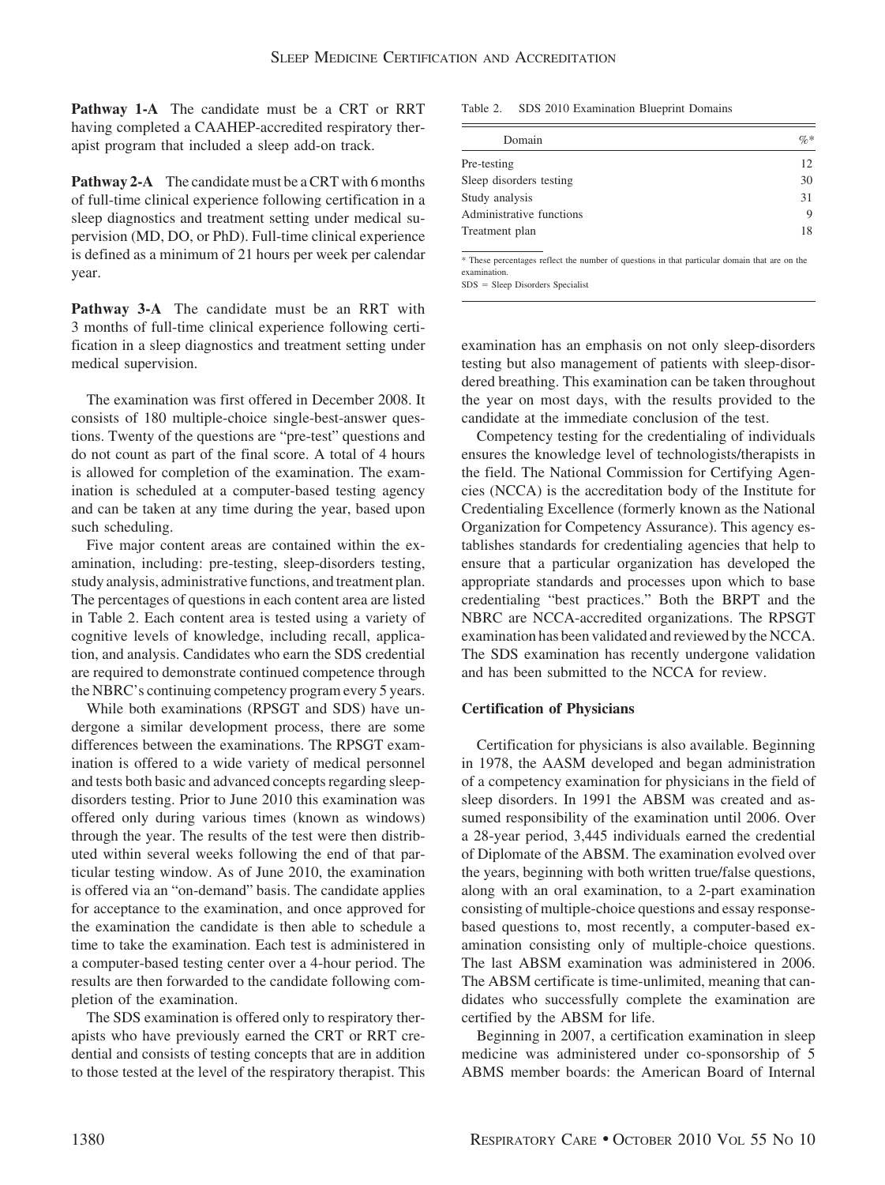**Pathway 1-A** The candidate must be a CRT or RRT having completed a CAAHEP-accredited respiratory therapist program that included a sleep add-on track.

**Pathway 2-A** The candidate must be a CRT with 6 months of full-time clinical experience following certification in a sleep diagnostics and treatment setting under medical supervision (MD, DO, or PhD). Full-time clinical experience is defined as a minimum of 21 hours per week per calendar year.

**Pathway 3-A** The candidate must be an RRT with 3 months of full-time clinical experience following certification in a sleep diagnostics and treatment setting under medical supervision.

The examination was first offered in December 2008. It consists of 180 multiple-choice single-best-answer questions. Twenty of the questions are "pre-test" questions and do not count as part of the final score. A total of 4 hours is allowed for completion of the examination. The examination is scheduled at a computer-based testing agency and can be taken at any time during the year, based upon such scheduling.

Five major content areas are contained within the examination, including: pre-testing, sleep-disorders testing, study analysis, administrative functions, and treatment plan. The percentages of questions in each content area are listed in Table 2. Each content area is tested using a variety of cognitive levels of knowledge, including recall, application, and analysis. Candidates who earn the SDS credential are required to demonstrate continued competence through the NBRC's continuing competency program every 5 years.

Table 2. SDS 2010 Examination Blueprint Domains

| Domain | %* |
|---|---|
| Pre-testing | 12 |
| Sleep disorders testing | 30 |
| Study analysis | 31 |
| Administrative functions | 9 |
| Treatment plan | 18 |

* These percentages reflect the number of questions in that particular domain that are on the examination.
SDS = Sleep Disorders Specialist

While both examinations (RPSGT and SDS) have undergone a similar development process, there are some differences between the examinations. The RPSGT examination is offered to a wide variety of medical personnel and tests both basic and advanced concepts regarding sleep-disorders testing. Prior to June 2010 this examination was offered only during various times (known as windows) through the year. The results of the test were then distributed within several weeks following the end of that particular testing window. As of June 2010, the examination is offered via an "on-demand" basis. The candidate applies for acceptance to the examination, and once approved for the examination the candidate is then able to schedule a time to take the examination. Each test is administered in a computer-based testing center over a 4-hour period. The results are then forwarded to the candidate following completion of the examination.

The SDS examination is offered only to respiratory therapists who have previously earned the CRT or RRT credential and consists of testing concepts that are in addition to those tested at the level of the respiratory therapist. This examination has an emphasis on not only sleep-disorders testing but also management of patients with sleep-disordered breathing. This examination can be taken throughout the year on most days, with the results provided to the candidate at the immediate conclusion of the test.

Competency testing for the credentialing of individuals ensures the knowledge level of technologists/therapists in the field. The National Commission for Certifying Agencies (NCCA) is the accreditation body of the Institute for Credentialing Excellence (formerly known as the National Organization for Competency Assurance). This agency establishes standards for credentialing agencies that help to ensure that a particular organization has developed the appropriate standards and processes upon which to base credentialing "best practices." Both the BRPT and the NBRC are NCCA-accredited organizations. The RPSGT examination has been validated and reviewed by the NCCA. The SDS examination has recently undergone validation and has been submitted to the NCCA for review.

### Certification of Physicians

Certification for physicians is also available. Beginning in 1978, the AASM developed and began administration of a competency examination for physicians in the field of sleep disorders. In 1991 the ABSM was created and assumed responsibility of the examination until 2006. Over a 28-year period, 3,445 individuals earned the credential of Diplomate of the ABSM. The examination evolved over the years, beginning with both written true/false questions, along with an oral examination, to a 2-part examination consisting of multiple-choice questions and essay response-based questions to, most recently, a computer-based examination consisting only of multiple-choice questions. The last ABSM examination was administered in 2006. The ABSM certificate is time-unlimited, meaning that candidates who successfully complete the examination are certified by the ABSM for life.

Beginning in 2007, a certification examination in sleep medicine was administered under co-sponsorship of 5 ABMS member boards: the American Board of Internal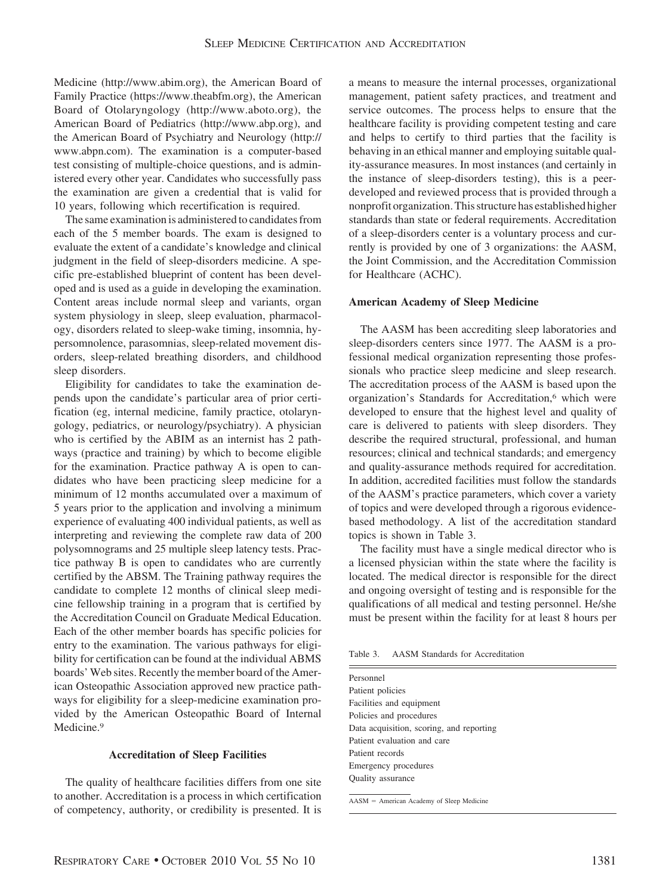Medicine (http://www.abim.org), the American Board of Family Practice (https://www.theabfm.org), the American Board of Otolaryngology (http://www.aboto.org), the American Board of Pediatrics (http://www.abp.org), and the American Board of Psychiatry and Neurology (http://www.abpn.com). The examination is a computer-based test consisting of multiple-choice questions, and is administered every other year. Candidates who successfully pass the examination are given a credential that is valid for 10 years, following which recertification is required.

The same examination is administered to candidates from each of the 5 member boards. The exam is designed to evaluate the extent of a candidate's knowledge and clinical judgment in the field of sleep-disorders medicine. A specific pre-established blueprint of content has been developed and is used as a guide in developing the examination. Content areas include normal sleep and variants, organ system physiology in sleep, sleep evaluation, pharmacology, disorders related to sleep-wake timing, insomnia, hypersomnolence, parasomnias, sleep-related movement disorders, sleep-related breathing disorders, and childhood sleep disorders.

Eligibility for candidates to take the examination depends upon the candidate's particular area of prior certification (eg, internal medicine, family practice, otolaryngology, pediatrics, or neurology/psychiatry). A physician who is certified by the ABIM as an internist has 2 pathways (practice and training) by which to become eligible for the examination. Practice pathway A is open to candidates who have been practicing sleep medicine for a minimum of 12 months accumulated over a maximum of 5 years prior to the application and involving a minimum experience of evaluating 400 individual patients, as well as interpreting and reviewing the complete raw data of 200 polysomnograms and 25 multiple sleep latency tests. Practice pathway B is open to candidates who are currently certified by the ABSM. The Training pathway requires the candidate to complete 12 months of clinical sleep medicine fellowship training in a program that is certified by the Accreditation Council on Graduate Medical Education. Each of the other member boards has specific policies for entry to the examination. The various pathways for eligibility for certification can be found at the individual ABMS boards' Web sites. Recently the member board of the American Osteopathic Association approved new practice pathways for eligibility for a sleep-medicine examination provided by the American Osteopathic Board of Internal Medicine.[9]

### Accreditation of Sleep Facilities

The quality of healthcare facilities differs from one site to another. Accreditation is a process in which certification of competency, authority, or credibility is presented. It is a means to measure the internal processes, organizational management, patient safety practices, and treatment and service outcomes. The process helps to ensure that the healthcare facility is providing competent testing and care and helps to certify to third parties that the facility is behaving in an ethical manner and employing suitable quality-assurance measures. In most instances (and certainly in the instance of sleep-disorders testing), this is a peer-developed and reviewed process that is provided through a nonprofit organization. This structure has established higher standards than state or federal requirements. Accreditation of a sleep-disorders center is a voluntary process and currently is provided by one of 3 organizations: the AASM, the Joint Commission, and the Accreditation Commission for Healthcare (ACHC).

#### American Academy of Sleep Medicine

The AASM has been accrediting sleep laboratories and sleep-disorders centers since 1977. The AASM is a professional medical organization representing those professionals who practice sleep medicine and sleep research. The accreditation process of the AASM is based upon the organization's Standards for Accreditation,[6] which were developed to ensure that the highest level and quality of care is delivered to patients with sleep disorders. They describe the required structural, professional, and human resources; clinical and technical standards; and emergency and quality-assurance methods required for accreditation. In addition, accredited facilities must follow the standards of the AASM's practice parameters, which cover a variety of topics and were developed through a rigorous evidence-based methodology. A list of the accreditation standard topics is shown in Table 3.

The facility must have a single medical director who is a licensed physician within the state where the facility is located. The medical director is responsible for the direct and ongoing oversight of testing and is responsible for the qualifications of all medical and testing personnel. He/she must be present within the facility for at least 8 hours per

Table 3. AASM Standards for Accreditation

| AASM Standards for Accreditation |
|---|
| Personnel |
| Patient policies |
| Facilities and equipment |
| Policies and procedures |
| Data acquisition, scoring, and reporting |
| Patient evaluation and care |
| Patient records |
| Emergency procedures |
| Quality assurance |

AASM = American Academy of Sleep Medicine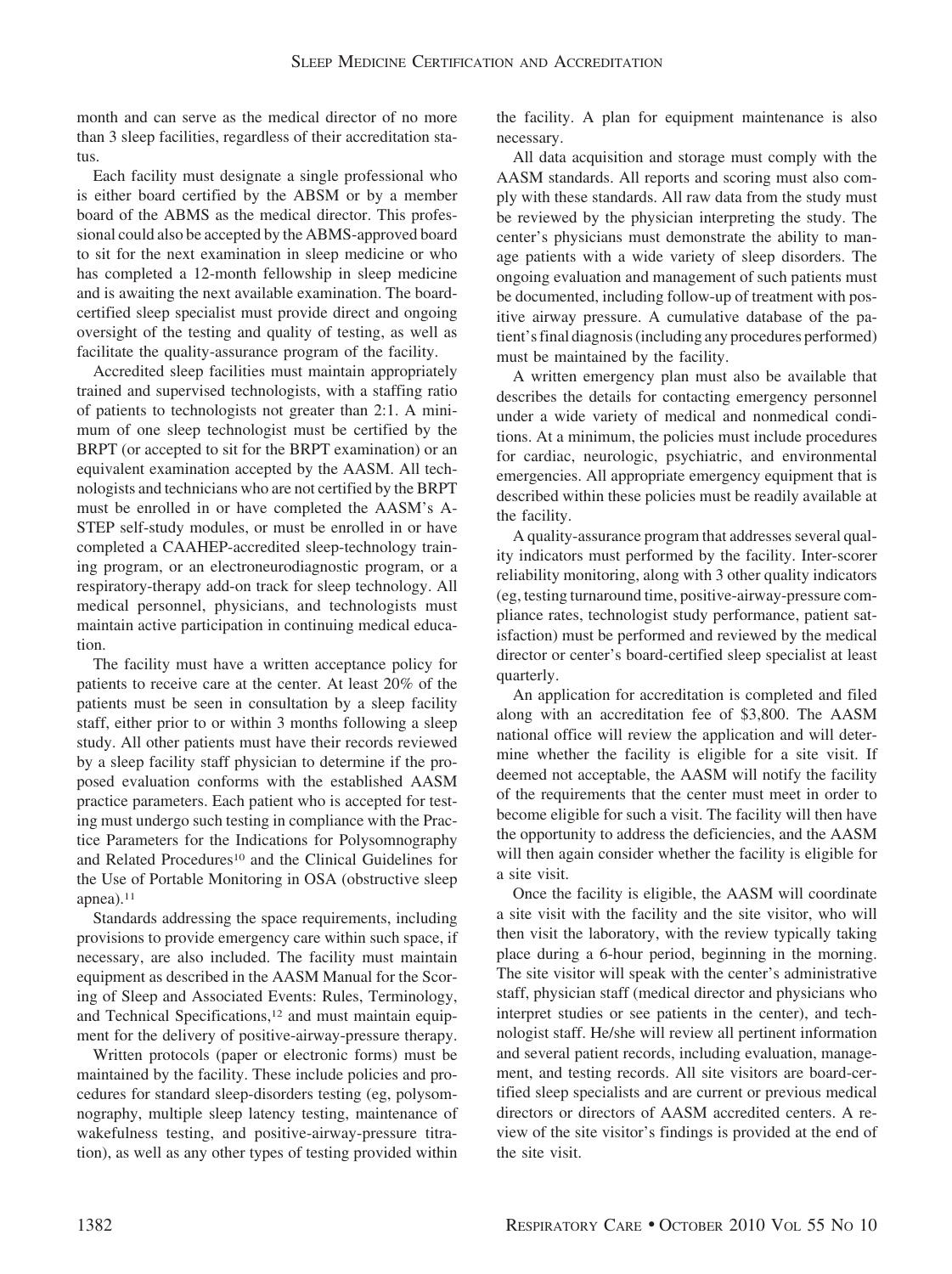month and can serve as the medical director of no more than 3 sleep facilities, regardless of their accreditation status.

Each facility must designate a single professional who is either board certified by the ABSM or by a member board of the ABMS as the medical director. This professional could also be accepted by the ABMS-approved board to sit for the next examination in sleep medicine or who has completed a 12-month fellowship in sleep medicine and is awaiting the next available examination. The board-certified sleep specialist must provide direct and ongoing oversight of the testing and quality of testing, as well as facilitate the quality-assurance program of the facility.

Accredited sleep facilities must maintain appropriately trained and supervised technologists, with a staffing ratio of patients to technologists not greater than 2:1. A minimum of one sleep technologist must be certified by the BRPT (or accepted to sit for the BRPT examination) or an equivalent examination accepted by the AASM. All technologists and technicians who are not certified by the BRPT must be enrolled in or have completed the AASM's A-STEP self-study modules, or must be enrolled in or have completed a CAAHEP-accredited sleep-technology training program, or an electroneurodiagnostic program, or a respiratory-therapy add-on track for sleep technology. All medical personnel, physicians, and technologists must maintain active participation in continuing medical education.

The facility must have a written acceptance policy for patients to receive care at the center. At least 20% of the patients must be seen in consultation by a sleep facility staff, either prior to or within 3 months following a sleep study. All other patients must have their records reviewed by a sleep facility staff physician to determine if the proposed evaluation conforms with the established AASM practice parameters. Each patient who is accepted for testing must undergo such testing in compliance with the Practice Parameters for the Indications for Polysomnography and Related Procedures[10] and the Clinical Guidelines for the Use of Portable Monitoring in OSA (obstructive sleep apnea).[11]

Standards addressing the space requirements, including provisions to provide emergency care within such space, if necessary, are also included. The facility must maintain equipment as described in the AASM Manual for the Scoring of Sleep and Associated Events: Rules, Terminology, and Technical Specifications,[12] and must maintain equipment for the delivery of positive-airway-pressure therapy.

Written protocols (paper or electronic forms) must be maintained by the facility. These include policies and procedures for standard sleep-disorders testing (eg, polysomnography, multiple sleep latency testing, maintenance of wakefulness testing, and positive-airway-pressure titration), as well as any other types of testing provided within the facility. A plan for equipment maintenance is also necessary.

All data acquisition and storage must comply with the AASM standards. All reports and scoring must also comply with these standards. All raw data from the study must be reviewed by the physician interpreting the study. The center's physicians must demonstrate the ability to manage patients with a wide variety of sleep disorders. The ongoing evaluation and management of such patients must be documented, including follow-up of treatment with positive airway pressure. A cumulative database of the patient's final diagnosis (including any procedures performed) must be maintained by the facility.

A written emergency plan must also be available that describes the details for contacting emergency personnel under a wide variety of medical and nonmedical conditions. At a minimum, the policies must include procedures for cardiac, neurologic, psychiatric, and environmental emergencies. All appropriate emergency equipment that is described within these policies must be readily available at the facility.

A quality-assurance program that addresses several quality indicators must performed by the facility. Inter-scorer reliability monitoring, along with 3 other quality indicators (eg, testing turnaround time, positive-airway-pressure compliance rates, technologist study performance, patient satisfaction) must be performed and reviewed by the medical director or center's board-certified sleep specialist at least quarterly.

An application for accreditation is completed and filed along with an accreditation fee of $3,800. The AASM national office will review the application and will determine whether the facility is eligible for a site visit. If deemed not acceptable, the AASM will notify the facility of the requirements that the center must meet in order to become eligible for such a visit. The facility will then have the opportunity to address the deficiencies, and the AASM will then again consider whether the facility is eligible for a site visit.

Once the facility is eligible, the AASM will coordinate a site visit with the facility and the site visitor, who will then visit the laboratory, with the review typically taking place during a 6-hour period, beginning in the morning. The site visitor will speak with the center's administrative staff, physician staff (medical director and physicians who interpret studies or see patients in the center), and technologist staff. He/she will review all pertinent information and several patient records, including evaluation, management, and testing records. All site visitors are board-certified sleep specialists and are current or previous medical directors or directors of AASM accredited centers. A review of the site visitor's findings is provided at the end of the site visit.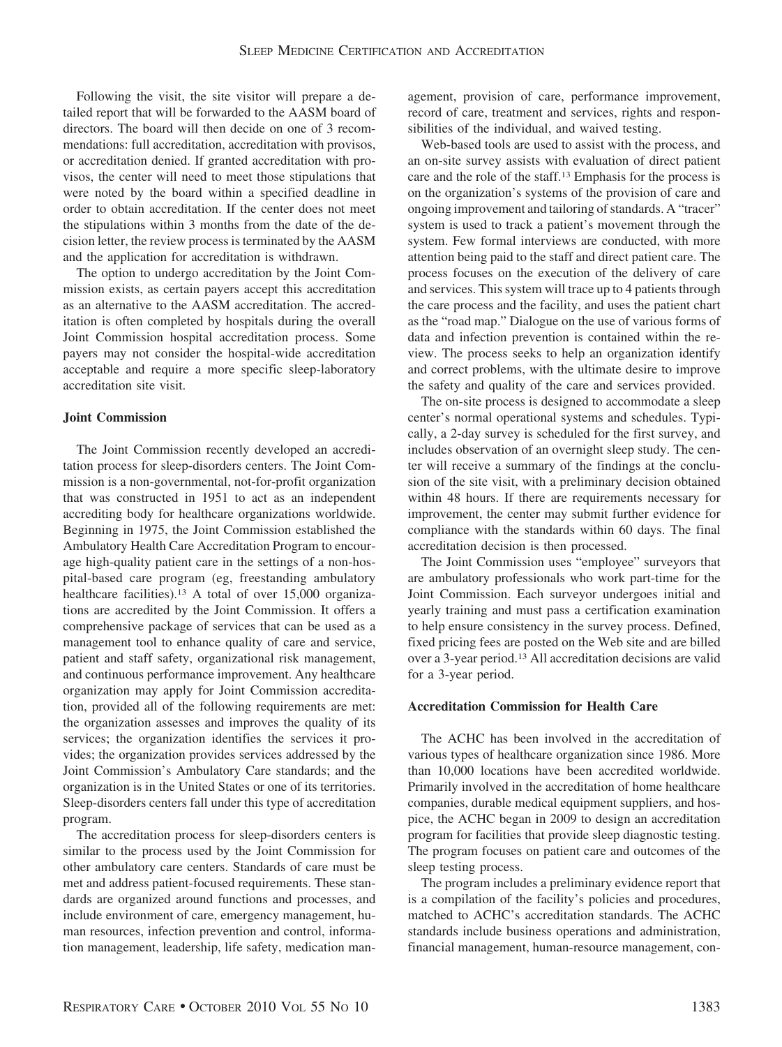Following the visit, the site visitor will prepare a detailed report that will be forwarded to the AASM board of directors. The board will then decide on one of 3 recommendations: full accreditation, accreditation with provisos, or accreditation denied. If granted accreditation with provisos, the center will need to meet those stipulations that were noted by the board within a specified deadline in order to obtain accreditation. If the center does not meet the stipulations within 3 months from the date of the decision letter, the review process is terminated by the AASM and the application for accreditation is withdrawn.

The option to undergo accreditation by the Joint Commission exists, as certain payers accept this accreditation as an alternative to the AASM accreditation. The accreditation is often completed by hospitals during the overall Joint Commission hospital accreditation process. Some payers may not consider the hospital-wide accreditation acceptable and require a more specific sleep-laboratory accreditation site visit.

### Joint Commission

The Joint Commission recently developed an accreditation process for sleep-disorders centers. The Joint Commission is a non-governmental, not-for-profit organization that was constructed in 1951 to act as an independent accrediting body for healthcare organizations worldwide. Beginning in 1975, the Joint Commission established the Ambulatory Health Care Accreditation Program to encourage high-quality patient care in the settings of a non-hospital-based care program (eg, freestanding ambulatory healthcare facilities).[13] A total of over 15,000 organizations are accredited by the Joint Commission. It offers a comprehensive package of services that can be used as a management tool to enhance quality of care and service, patient and staff safety, organizational risk management, and continuous performance improvement. Any healthcare organization may apply for Joint Commission accreditation, provided all of the following requirements are met: the organization assesses and improves the quality of its services; the organization identifies the services it provides; the organization provides services addressed by the Joint Commission's Ambulatory Care standards; and the organization is in the United States or one of its territories. Sleep-disorders centers fall under this type of accreditation program.

The accreditation process for sleep-disorders centers is similar to the process used by the Joint Commission for other ambulatory care centers. Standards of care must be met and address patient-focused requirements. These standards are organized around functions and processes, and include environment of care, emergency management, human resources, infection prevention and control, information management, leadership, life safety, medication management, provision of care, performance improvement, record of care, treatment and services, rights and responsibilities of the individual, and waived testing.

Web-based tools are used to assist with the process, and an on-site survey assists with evaluation of direct patient care and the role of the staff.[13] Emphasis for the process is on the organization's systems of the provision of care and ongoing improvement and tailoring of standards. A "tracer" system is used to track a patient's movement through the system. Few formal interviews are conducted, with more attention being paid to the staff and direct patient care. The process focuses on the execution of the delivery of care and services. This system will trace up to 4 patients through the care process and the facility, and uses the patient chart as the "road map." Dialogue on the use of various forms of data and infection prevention is contained within the review. The process seeks to help an organization identify and correct problems, with the ultimate desire to improve the safety and quality of the care and services provided.

The on-site process is designed to accommodate a sleep center's normal operational systems and schedules. Typically, a 2-day survey is scheduled for the first survey, and includes observation of an overnight sleep study. The center will receive a summary of the findings at the conclusion of the site visit, with a preliminary decision obtained within 48 hours. If there are requirements necessary for improvement, the center may submit further evidence for compliance with the standards within 60 days. The final accreditation decision is then processed.

The Joint Commission uses "employee" surveyors that are ambulatory professionals who work part-time for the Joint Commission. Each surveyor undergoes initial and yearly training and must pass a certification examination to help ensure consistency in the survey process. Defined, fixed pricing fees are posted on the Web site and are billed over a 3-year period.[13] All accreditation decisions are valid for a 3-year period.

### Accreditation Commission for Health Care

The ACHC has been involved in the accreditation of various types of healthcare organization since 1986. More than 10,000 locations have been accredited worldwide. Primarily involved in the accreditation of home healthcare companies, durable medical equipment suppliers, and hospice, the ACHC began in 2009 to design an accreditation program for facilities that provide sleep diagnostic testing. The program focuses on patient care and outcomes of the sleep testing process.

The program includes a preliminary evidence report that is a compilation of the facility's policies and procedures, matched to ACHC's accreditation standards. The ACHC standards include business operations and administration, financial management, human-resource management, con-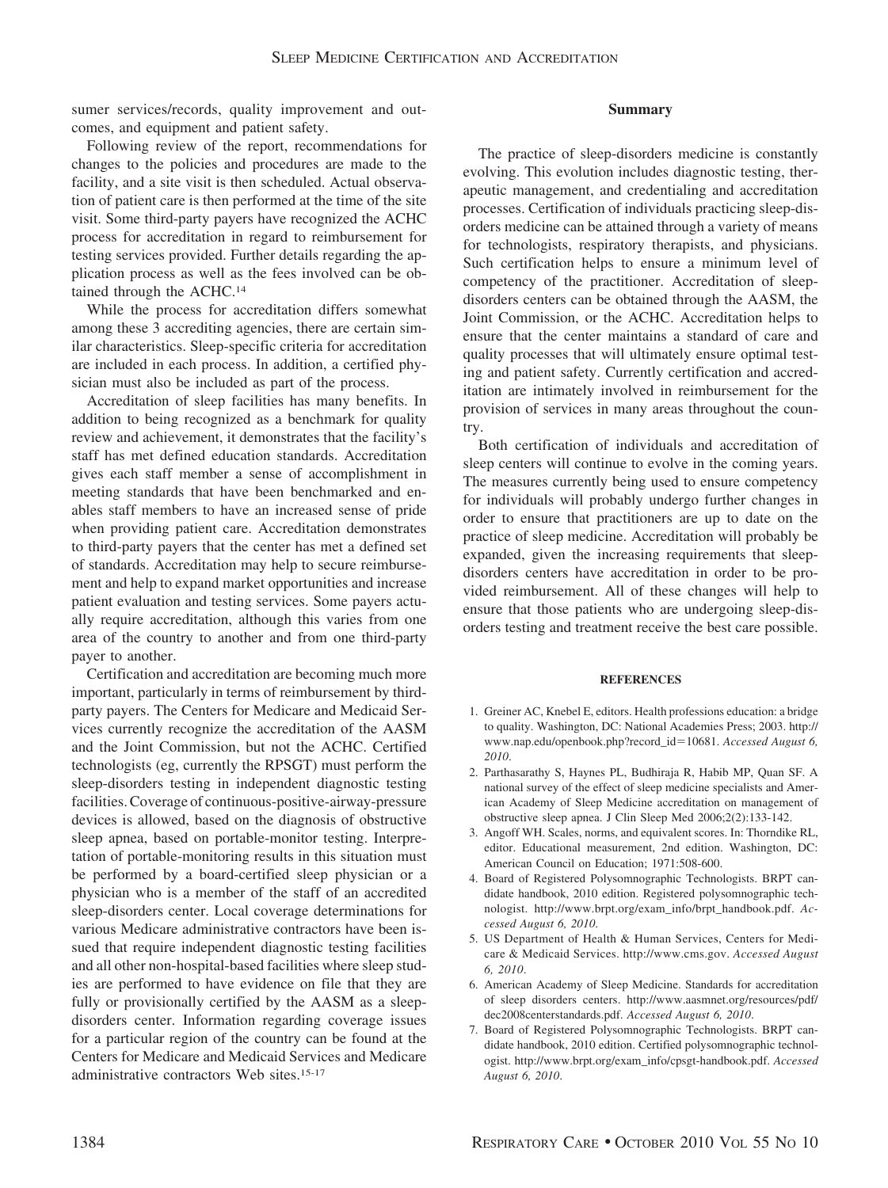sumer services/records, quality improvement and outcomes, and equipment and patient safety.

Following review of the report, recommendations for changes to the policies and procedures are made to the facility, and a site visit is then scheduled. Actual observation of patient care is then performed at the time of the site visit. Some third-party payers have recognized the ACHC process for accreditation in regard to reimbursement for testing services provided. Further details regarding the application process as well as the fees involved can be obtained through the ACHC.[14]

While the process for accreditation differs somewhat among these 3 accrediting agencies, there are certain similar characteristics. Sleep-specific criteria for accreditation are included in each process. In addition, a certified physician must also be included as part of the process.

Accreditation of sleep facilities has many benefits. In addition to being recognized as a benchmark for quality review and achievement, it demonstrates that the facility's staff has met defined education standards. Accreditation gives each staff member a sense of accomplishment in meeting standards that have been benchmarked and enables staff members to have an increased sense of pride when providing patient care. Accreditation demonstrates to third-party payers that the center has met a defined set of standards. Accreditation may help to secure reimbursement and help to expand market opportunities and increase patient evaluation and testing services. Some payers actually require accreditation, although this varies from one area of the country to another and from one third-party payer to another.

Certification and accreditation are becoming much more important, particularly in terms of reimbursement by third-party payers. The Centers for Medicare and Medicaid Services currently recognize the accreditation of the AASM and the Joint Commission, but not the ACHC. Certified technologists (eg, currently the RPSGT) must perform the sleep-disorders testing in independent diagnostic testing facilities. Coverage of continuous-positive-airway-pressure devices is allowed, based on the diagnosis of obstructive sleep apnea, based on portable-monitor testing. Interpretation of portable-monitoring results in this situation must be performed by a board-certified sleep physician or a physician who is a member of the staff of an accredited sleep-disorders center. Local coverage determinations for various Medicare administrative contractors have been issued that require independent diagnostic testing facilities and all other non-hospital-based facilities where sleep studies are performed to have evidence on file that they are fully or provisionally certified by the AASM as a sleep-disorders center. Information regarding coverage issues for a particular region of the country can be found at the Centers for Medicare and Medicaid Services and Medicare administrative contractors Web sites.[15-17]

## Summary

The practice of sleep-disorders medicine is constantly evolving. This evolution includes diagnostic testing, therapeutic management, and credentialing and accreditation processes. Certification of individuals practicing sleep-disorders medicine can be attained through a variety of means for technologists, respiratory therapists, and physicians. Such certification helps to ensure a minimum level of competency of the practitioner. Accreditation of sleep-disorders centers can be obtained through the AASM, the Joint Commission, or the ACHC. Accreditation helps to ensure that the center maintains a standard of care and quality processes that will ultimately ensure optimal testing and patient safety. Currently certification and accreditation are intimately involved in reimbursement for the provision of services in many areas throughout the country.

Both certification of individuals and accreditation of sleep centers will continue to evolve in the coming years. The measures currently being used to ensure competency for individuals will probably undergo further changes in order to ensure that practitioners are up to date on the practice of sleep medicine. Accreditation will probably be expanded, given the increasing requirements that sleep-disorders centers have accreditation in order to be provided reimbursement. All of these changes will help to ensure that those patients who are undergoing sleep-disorders testing and treatment receive the best care possible.

## REFERENCES

1. Greiner AC, Knebel E, editors. Health professions education: a bridge to quality. Washington, DC: National Academies Press; 2003. http://www.nap.edu/openbook.php?record_id=10681. *Accessed August 6, 2010.*
2. Parthasarathy S, Haynes PL, Budhiraja R, Habib MP, Quan SF. A national survey of the effect of sleep medicine specialists and American Academy of Sleep Medicine accreditation on management of obstructive sleep apnea. J Clin Sleep Med 2006;2(2):133-142.
3. Angoff WH. Scales, norms, and equivalent scores. In: Thorndike RL, editor. Educational measurement, 2nd edition. Washington, DC: American Council on Education; 1971:508-600.
4. Board of Registered Polysomnographic Technologists. BRPT candidate handbook, 2010 edition. Registered polysomnographic technologist. http://www.brpt.org/exam_info/brpt_handbook.pdf. *Accessed August 6, 2010.*
5. US Department of Health & Human Services, Centers for Medicare & Medicaid Services. http://www.cms.gov. *Accessed August 6, 2010.*
6. American Academy of Sleep Medicine. Standards for accreditation of sleep disorders centers. http://www.aasmnet.org/resources/pdf/dec2008centerstandards.pdf. *Accessed August 6, 2010.*
7. Board of Registered Polysomnographic Technologists. BRPT candidate handbook, 2010 edition. Certified polysomnographic technologist. http://www.brpt.org/exam_info/cpsgt-handbook.pdf. *Accessed August 6, 2010.*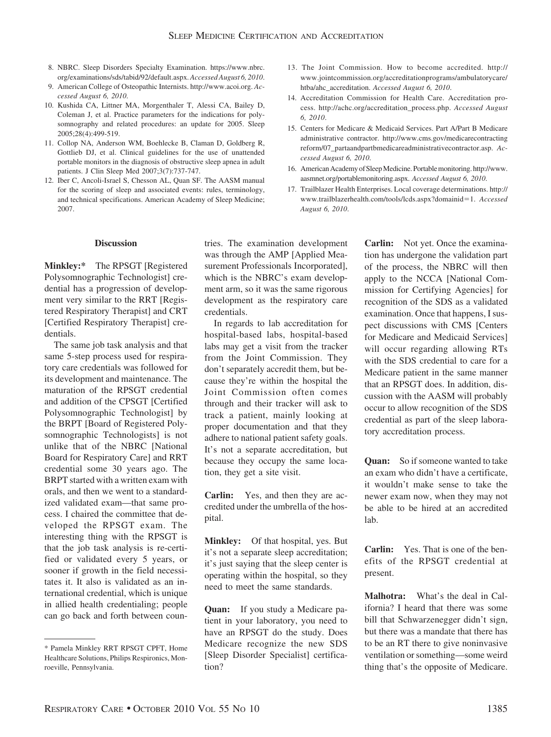8. NBRC. Sleep Disorders Specialty Examination. https://www.nbrc.org/examinations/sds/tabid/92/default.aspx. *Accessed August 6, 2010.*
9. American College of Osteopathic Internists. http://www.acoi.org. *Accessed August 6, 2010.*
10. Kushida CA, Littner MA, Morgenthaler T, Alessi CA, Bailey D, Coleman J, et al. Practice parameters for the indications for polysomnography and related procedures: an update for 2005. Sleep 2005;28(4):499-519.
11. Collop NA, Anderson WM, Boehlecke B, Claman D, Goldberg R, Gottlieb DJ, et al. Clinical guidelines for the use of unattended portable monitors in the diagnosis of obstructive sleep apnea in adult patients. J Clin Sleep Med 2007;3(7):737-747.
12. Iber C, Ancoli-Israel S, Chesson AL, Quan SF. The AASM manual for the scoring of sleep and associated events: rules, terminology, and technical specifications. American Academy of Sleep Medicine; 2007.
13. The Joint Commission. How to become accredited. http://www.jointcommission.org/accreditationprograms/ambulatorycare/htba/ahc_accreditation. *Accessed August 6, 2010.*
14. Accreditation Commission for Health Care. Accreditation process. http://achc.org/accreditation_process.php. *Accessed August 6, 2010.*
15. Centers for Medicare & Medicaid Services. Part A/Part B Medicare administrative contractor. http://www.cms.gov/medicarecontractingreform/07_partaandpartbmedicareadministrativecontractor.asp. *Accessed August 6, 2010.*
16. American Academy of Sleep Medicine. Portable monitoring. http://www.aasmnet.org/portablemonitoring.aspx. *Accessed August 6, 2010.*
17. Trailblazer Health Enterprises. Local coverage determinations. http://www.trailblazerhealth.com/tools/lcds.aspx?domainid=1. *Accessed August 6, 2010.*

## Discussion

**Minkley:*** The RPSGT [Registered Polysomnographic Technologist] credential has a progression of development very similar to the RRT [Registered Respiratory Therapist] and CRT [Certified Respiratory Therapist] credentials.

The same job task analysis and that same 5-step process used for respiratory care credentials was followed for its development and maintenance. The maturation of the RPSGT credential and addition of the CPSGT [Certified Polysomnographic Technologist] by the BRPT [Board of Registered Polysomnographic Technologists] is not unlike that of the NBRC [National Board for Respiratory Care] and RRT credential some 30 years ago. The BRPT started with a written exam with orals, and then we went to a standardized validated exam—that same process. I chaired the committee that developed the RPSGT exam. The interesting thing with the RPSGT is that the job task analysis is re-certified or validated every 5 years, or sooner if growth in the field necessitates it. It also is validated as an international credential, which is unique in allied health credentialing; people can go back and forth between countries. The examination development was through the AMP [Applied Measurement Professionals Incorporated], which is the NBRC's exam development arm, so it was the same rigorous development as the respiratory care credentials.

In regards to lab accreditation for hospital-based labs, hospital-based labs may get a visit from the tracker from the Joint Commission. They don't separately accredit them, but because they're within the hospital the Joint Commission often comes through and their tracker will ask to track a patient, mainly looking at proper documentation and that they adhere to national patient safety goals. It's not a separate accreditation, but because they occupy the same location, they get a site visit.

**Carlin:** Yes, and then they are accredited under the umbrella of the hospital.

**Minkley:** Of that hospital, yes. But it's not a separate sleep accreditation; it's just saying that the sleep center is operating within the hospital, so they need to meet the same standards.

**Quan:** If you study a Medicare patient in your laboratory, you need to have an RPSGT do the study. Does Medicare recognize the new SDS [Sleep Disorder Specialist] certification?

**Carlin:** Not yet. Once the examination has undergone the validation part of the process, the NBRC will then apply to the NCCA [National Commission for Certifying Agencies] for recognition of the SDS as a validated examination. Once that happens, I suspect discussions with CMS [Centers for Medicare and Medicaid Services] will occur regarding allowing RTs with the SDS credential to care for a Medicare patient in the same manner that an RPSGT does. In addition, discussion with the AASM will probably occur to allow recognition of the SDS credential as part of the sleep laboratory accreditation process.

**Quan:** So if someone wanted to take an exam who didn't have a certificate, it wouldn't make sense to take the newer exam now, when they may not be able to be hired at an accredited lab.

**Carlin:** Yes. That is one of the benefits of the RPSGT credential at present.

**Malhotra:** What's the deal in California? I heard that there was some bill that Schwarzenegger didn't sign, but there was a mandate that there has to be an RT there to give noninvasive ventilation or something—some weird thing that's the opposite of Medicare.

---

* Pamela Minkley RRT RPSGT CPFT, Home Healthcare Solutions, Philips Respironics, Monroeville, Pennsylvania.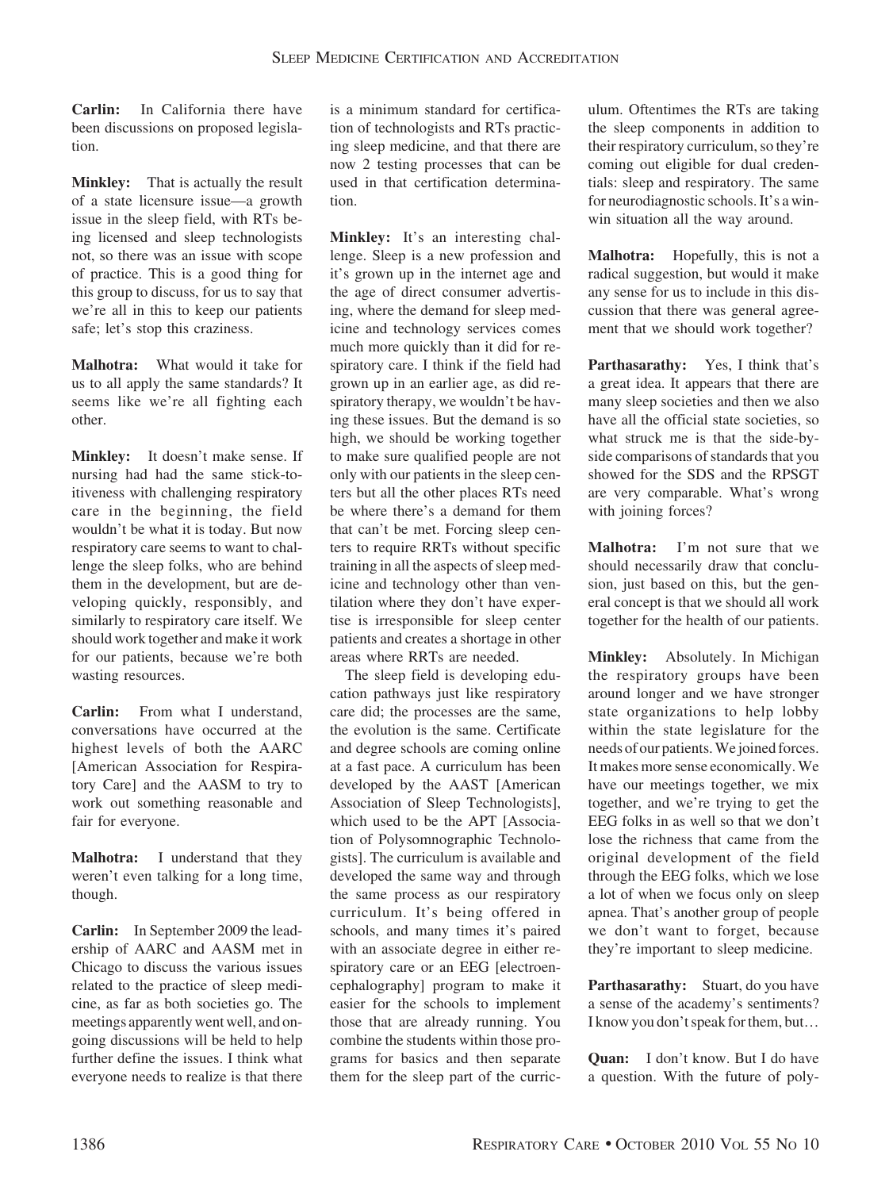**Carlin:** In California there have been discussions on proposed legislation.

**Minkley:** That is actually the result of a state licensure issue—a growth issue in the sleep field, with RTs being licensed and sleep technologists not, so there was an issue with scope of practice. This is a good thing for this group to discuss, for us to say that we're all in this to keep our patients safe; let's stop this craziness.

**Malhotra:** What would it take for us to all apply the same standards? It seems like we're all fighting each other.

**Minkley:** It doesn't make sense. If nursing had had the same stick-to-itiveness with challenging respiratory care in the beginning, the field wouldn't be what it is today. But now respiratory care seems to want to challenge the sleep folks, who are behind them in the development, but are developing quickly, responsibly, and similarly to respiratory care itself. We should work together and make it work for our patients, because we're both wasting resources.

**Carlin:** From what I understand, conversations have occurred at the highest levels of both the AARC [American Association for Respiratory Care] and the AASM to try to work out something reasonable and fair for everyone.

**Malhotra:** I understand that they weren't even talking for a long time, though.

**Carlin:** In September 2009 the leadership of AARC and AASM met in Chicago to discuss the various issues related to the practice of sleep medicine, as far as both societies go. The meetings apparently went well, and ongoing discussions will be held to help further define the issues. I think what everyone needs to realize is that there is a minimum standard for certification of technologists and RTs practicing sleep medicine, and that there are now 2 testing processes that can be used in that certification determination.

**Minkley:** It's an interesting challenge. Sleep is a new profession and it's grown up in the internet age and the age of direct consumer advertising, where the demand for sleep medicine and technology services comes much more quickly than it did for respiratory care. I think if the field had grown up in an earlier age, as did respiratory therapy, we wouldn't be having these issues. But the demand is so high, we should be working together to make sure qualified people are not only with our patients in the sleep centers but all the other places RTs need be where there's a demand for them that can't be met. Forcing sleep centers to require RRTs without specific training in all the aspects of sleep medicine and technology other than ventilation where they don't have expertise is irresponsible for sleep center patients and creates a shortage in other areas where RRTs are needed.

The sleep field is developing education pathways just like respiratory care did; the processes are the same, the evolution is the same. Certificate and degree schools are coming online at a fast pace. A curriculum has been developed by the AAST [American Association of Sleep Technologists], which used to be the APT [Association of Polysomnographic Technologists]. The curriculum is available and developed the same way and through the same process as our respiratory curriculum. It's being offered in schools, and many times it's paired with an associate degree in either respiratory care or an EEG [electroencephalography] program to make it easier for the schools to implement those that are already running. You combine the students within those programs for basics and then separate them for the sleep part of the curriculum. Oftentimes the RTs are taking the sleep components in addition to their respiratory curriculum, so they're coming out eligible for dual credentials: sleep and respiratory. The same for neurodiagnostic schools. It's a win-win situation all the way around.

**Malhotra:** Hopefully, this is not a radical suggestion, but would it make any sense for us to include in this discussion that there was general agreement that we should work together?

**Parthasarathy:** Yes, I think that's a great idea. It appears that there are many sleep societies and then we also have all the official state societies, so what struck me is that the side-by-side comparisons of standards that you showed for the SDS and the RPSGT are very comparable. What's wrong with joining forces?

**Malhotra:** I'm not sure that we should necessarily draw that conclusion, just based on this, but the general concept is that we should all work together for the health of our patients.

**Minkley:** Absolutely. In Michigan the respiratory groups have been around longer and we have stronger state organizations to help lobby within the state legislature for the needs of our patients. We joined forces. It makes more sense economically. We have our meetings together, we mix together, and we're trying to get the EEG folks in as well so that we don't lose the richness that came from the original development of the field through the EEG folks, which we lose a lot of when we focus only on sleep apnea. That's another group of people we don't want to forget, because they're important to sleep medicine.

**Parthasarathy:** Stuart, do you have a sense of the academy's sentiments? I know you don't speak for them, but…

**Quan:** I don't know. But I do have a question. With the future of poly-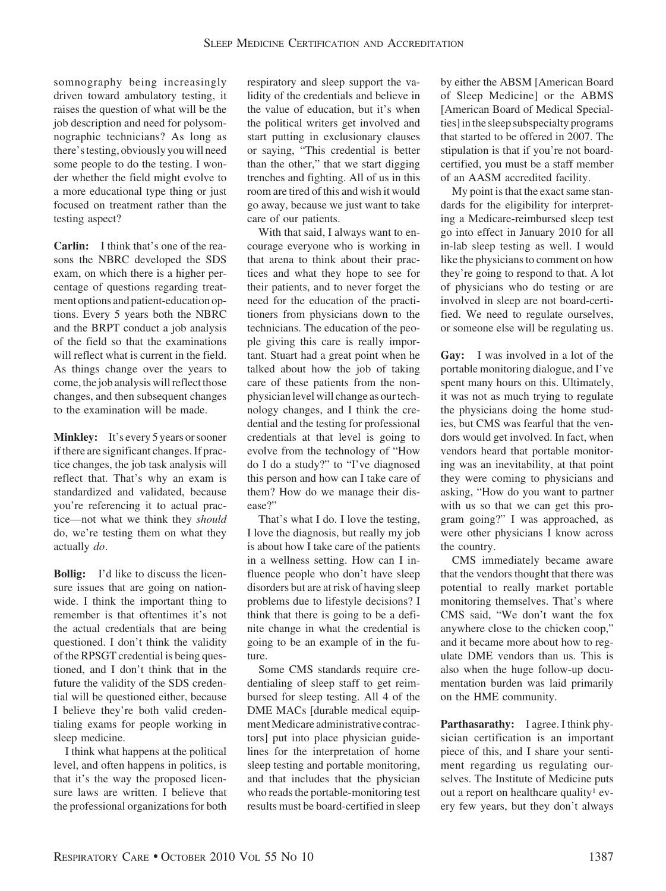somnography being increasingly driven toward ambulatory testing, it raises the question of what will be the job description and need for polysomnographic technicians? As long as there's testing, obviously you will need some people to do the testing. I wonder whether the field might evolve to a more educational type thing or just focused on treatment rather than the testing aspect?

**Carlin:** I think that's one of the reasons the NBRC developed the SDS exam, on which there is a higher percentage of questions regarding treatment options and patient-education options. Every 5 years both the NBRC and the BRPT conduct a job analysis of the field so that the examinations will reflect what is current in the field. As things change over the years to come, the job analysis will reflect those changes, and then subsequent changes to the examination will be made.

**Minkley:** It's every 5 years or sooner if there are significant changes. If practice changes, the job task analysis will reflect that. That's why an exam is standardized and validated, because you're referencing it to actual practice—not what we think they *should* do, we're testing them on what they actually *do*.

**Bollig:** I'd like to discuss the licensure issues that are going on nationwide. I think the important thing to remember is that oftentimes it's not the actual credentials that are being questioned. I don't think the validity of the RPSGT credential is being questioned, and I don't think that in the future the validity of the SDS credential will be questioned either, because I believe they're both valid credentialing exams for people working in sleep medicine.

I think what happens at the political level, and often happens in politics, is that it's the way the proposed licensure laws are written. I believe that the professional organizations for both respiratory and sleep support the validity of the credentials and believe in the value of education, but it's when the political writers get involved and start putting in exclusionary clauses or saying, "This credential is better than the other," that we start digging trenches and fighting. All of us in this room are tired of this and wish it would go away, because we just want to take care of our patients.

With that said, I always want to encourage everyone who is working in that arena to think about their practices and what they hope to see for their patients, and to never forget the need for the education of the practitioners from physicians down to the technicians. The education of the people giving this care is really important. Stuart had a great point when he talked about how the job of taking care of these patients from the nonphysician level will change as our technology changes, and I think the credential and the testing for professional credentials at that level is going to evolve from the technology of "How do I do a study?" to "I've diagnosed this person and how can I take care of them? How do we manage their disease?"

That's what I do. I love the testing, I love the diagnosis, but really my job is about how I take care of the patients in a wellness setting. How can I influence people who don't have sleep disorders but are at risk of having sleep problems due to lifestyle decisions? I think that there is going to be a definite change in what the credential is going to be an example of in the future.

Some CMS standards require credentialing of sleep staff to get reimbursed for sleep testing. All 4 of the DME MACs [durable medical equipment Medicare administrative contractors] put into place physician guidelines for the interpretation of home sleep testing and portable monitoring, and that includes that the physician who reads the portable-monitoring test results must be board-certified in sleep by either the ABSM [American Board of Sleep Medicine] or the ABMS [American Board of Medical Specialties] in the sleep subspecialty programs that started to be offered in 2007. The stipulation is that if you're not board-certified, you must be a staff member of an AASM accredited facility.

My point is that the exact same standards for the eligibility for interpreting a Medicare-reimbursed sleep test go into effect in January 2010 for all in-lab sleep testing as well. I would like the physicians to comment on how they're going to respond to that. A lot of physicians who do testing or are involved in sleep are not board-certified. We need to regulate ourselves, or someone else will be regulating us.

**Gay:** I was involved in a lot of the portable monitoring dialogue, and I've spent many hours on this. Ultimately, it was not as much trying to regulate the physicians doing the home studies, but CMS was fearful that the vendors would get involved. In fact, when vendors heard that portable monitoring was an inevitability, at that point they were coming to physicians and asking, "How do you want to partner with us so that we can get this program going?" I was approached, as were other physicians I know across the country.

CMS immediately became aware that the vendors thought that there was potential to really market portable monitoring themselves. That's where CMS said, "We don't want the fox anywhere close to the chicken coop," and it became more about how to regulate DME vendors than us. This is also when the huge follow-up documentation burden was laid primarily on the HME community.

**Parthasarathy:** I agree. I think physician certification is an important piece of this, and I share your sentiment regarding us regulating ourselves. The Institute of Medicine puts out a report on healthcare quality[1] every few years, but they don't always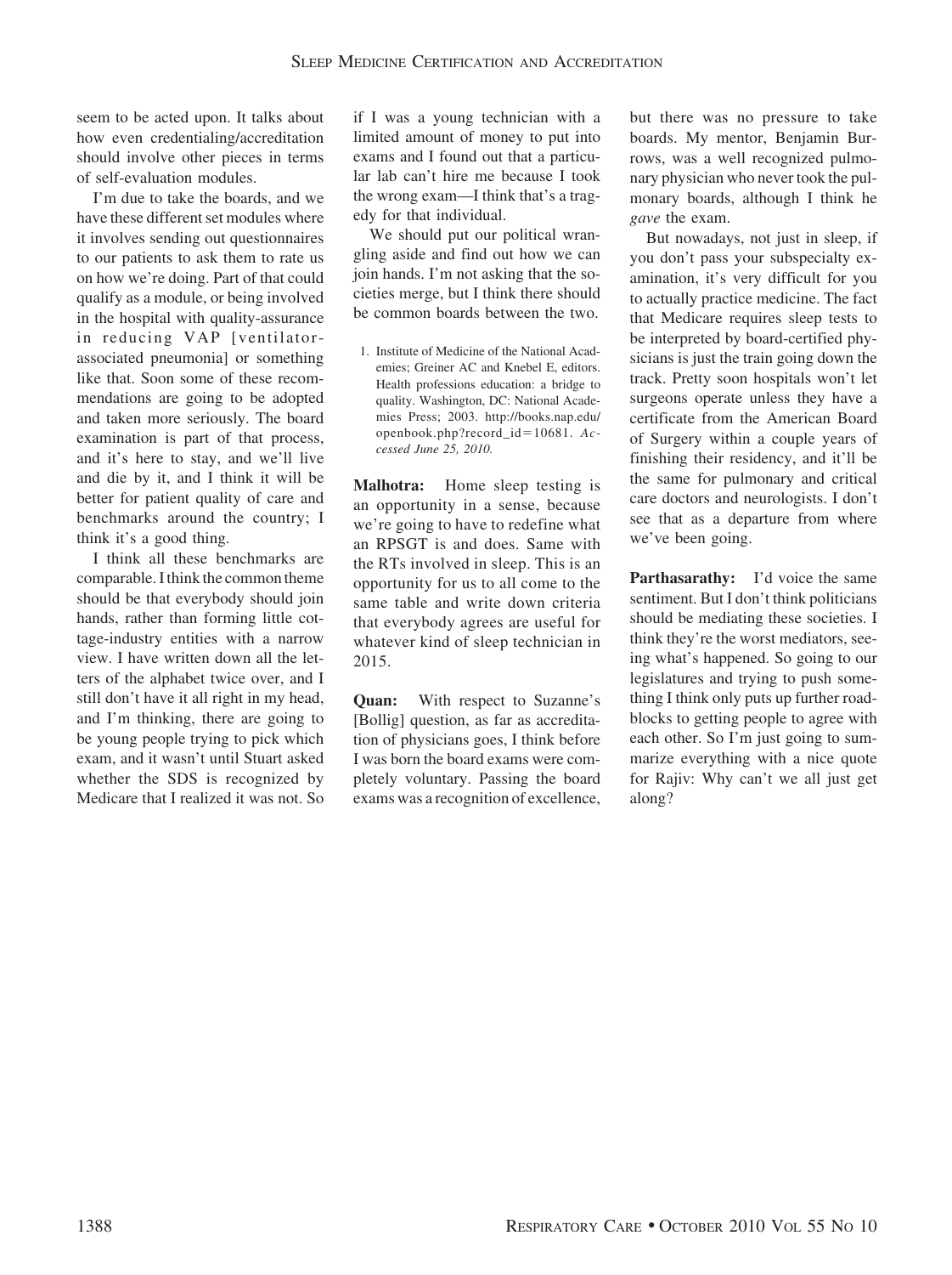seem to be acted upon. It talks about how even credentialing/accreditation should involve other pieces in terms of self-evaluation modules.

I'm due to take the boards, and we have these different set modules where it involves sending out questionnaires to our patients to ask them to rate us on how we're doing. Part of that could qualify as a module, or being involved in the hospital with quality-assurance in reducing VAP [ventilator-associated pneumonia] or something like that. Soon some of these recommendations are going to be adopted and taken more seriously. The board examination is part of that process, and it's here to stay, and we'll live and die by it, and I think it will be better for patient quality of care and benchmarks around the country; I think it's a good thing.

I think all these benchmarks are comparable. I think the common theme should be that everybody should join hands, rather than forming little cottage-industry entities with a narrow view. I have written down all the letters of the alphabet twice over, and I still don't have it all right in my head, and I'm thinking, there are going to be young people trying to pick which exam, and it wasn't until Stuart asked whether the SDS is recognized by Medicare that I realized it was not. So if I was a young technician with a limited amount of money to put into exams and I found out that a particular lab can't hire me because I took the wrong exam—I think that's a tragedy for that individual.

We should put our political wrangling aside and find out how we can join hands. I'm not asking that the societies merge, but I think there should be common boards between the two.

1. Institute of Medicine of the National Academies; Greiner AC and Knebel E, editors. Health professions education: a bridge to quality. Washington, DC: National Academies Press; 2003. http://books.nap.edu/openbook.php?record_id=10681. *Accessed June 25, 2010.*

**Malhotra:** Home sleep testing is an opportunity in a sense, because we're going to have to redefine what an RPSGT is and does. Same with the RTs involved in sleep. This is an opportunity for us to all come to the same table and write down criteria that everybody agrees are useful for whatever kind of sleep technician in 2015.

**Quan:** With respect to Suzanne's [Bollig] question, as far as accreditation of physicians goes, I think before I was born the board exams were completely voluntary. Passing the board exams was a recognition of excellence, but there was no pressure to take boards. My mentor, Benjamin Burrows, was a well recognized pulmonary physician who never took the pulmonary boards, although I think he *gave* the exam.

But nowadays, not just in sleep, if you don't pass your subspecialty examination, it's very difficult for you to actually practice medicine. The fact that Medicare requires sleep tests to be interpreted by board-certified physicians is just the train going down the track. Pretty soon hospitals won't let surgeons operate unless they have a certificate from the American Board of Surgery within a couple years of finishing their residency, and it'll be the same for pulmonary and critical care doctors and neurologists. I don't see that as a departure from where we've been going.

**Parthasarathy:** I'd voice the same sentiment. But I don't think politicians should be mediating these societies. I think they're the worst mediators, seeing what's happened. So going to our legislatures and trying to push something I think only puts up further roadblocks to getting people to agree with each other. So I'm just going to summarize everything with a nice quote for Rajiv: Why can't we all just get along?